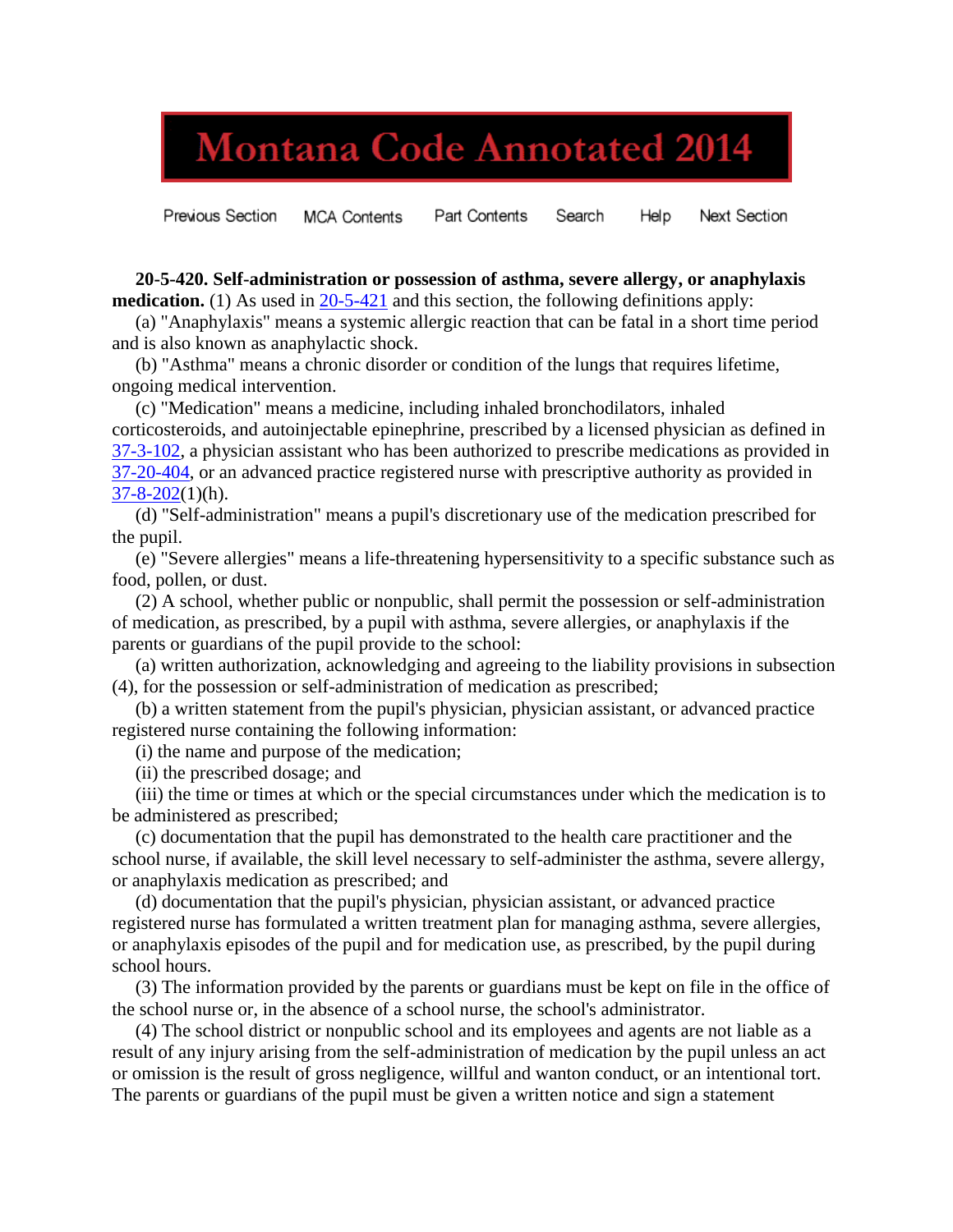# Montana Code Annotated 2014

Previous Section MCA Contents Part Contents Search Help Next Section

**20-5-420. Self-administration or possession of asthma, severe allergy, or anaphylaxis medication.** (1) As used in 20-5-421 and this section, the following definitions apply:

(a) "Anaphylaxis" means a systemic allergic reaction that can be fatal in a short time period and is also known as anaphylactic shock.

(b) "Asthma" means a chronic disorder or condition of the lungs that requires lifetime, ongoing medical intervention.

(c) "Medication" means a medicine, including inhaled bronchodilators, inhaled corticosteroids, and autoinjectable epinephrine, prescribed by a licensed physician as defined in 37-3-102, a physician assistant who has been authorized to prescribe medications as provided in 37-20-404, or an advanced practice registered nurse with prescriptive authority as provided in 37-8-202(1)(h).

(d) "Self-administration" means a pupil's discretionary use of the medication prescribed for the pupil.

(e) "Severe allergies" means a life-threatening hypersensitivity to a specific substance such as food, pollen, or dust.

(2) A school, whether public or nonpublic, shall permit the possession or self-administration of medication, as prescribed, by a pupil with asthma, severe allergies, or anaphylaxis if the parents or guardians of the pupil provide to the school:

(a) written authorization, acknowledging and agreeing to the liability provisions in subsection (4), for the possession or self-administration of medication as prescribed;

(b) a written statement from the pupil's physician, physician assistant, or advanced practice registered nurse containing the following information:

(i) the name and purpose of the medication;

(ii) the prescribed dosage; and

(iii) the time or times at which or the special circumstances under which the medication is to be administered as prescribed;

(c) documentation that the pupil has demonstrated to the health care practitioner and the school nurse, if available, the skill level necessary to self-administer the asthma, severe allergy, or anaphylaxis medication as prescribed; and

(d) documentation that the pupil's physician, physician assistant, or advanced practice registered nurse has formulated a written treatment plan for managing asthma, severe allergies, or anaphylaxis episodes of the pupil and for medication use, as prescribed, by the pupil during school hours.

(3) The information provided by the parents or guardians must be kept on file in the office of the school nurse or, in the absence of a school nurse, the school's administrator.

(4) The school district or nonpublic school and its employees and agents are not liable as a result of any injury arising from the self-administration of medication by the pupil unless an act or omission is the result of gross negligence, willful and wanton conduct, or an intentional tort. The parents or guardians of the pupil must be given a written notice and sign a statement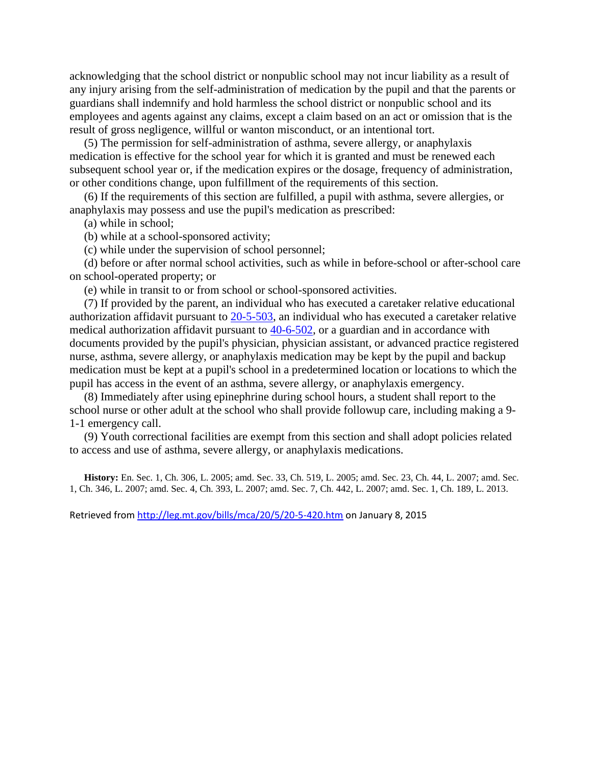acknowledging that the school district or nonpublic school may not incur liability as a result of any injury arising from the self-administration of medication by the pupil and that the parents or guardians shall indemnify and hold harmless the school district or nonpublic school and its employees and agents against any claims, except a claim based on an act or omission that is the result of gross negligence, willful or wanton misconduct, or an intentional tort.

(5) The permission for self-administration of asthma, severe allergy, or anaphylaxis medication is effective for the school year for which it is granted and must be renewed each subsequent school year or, if the medication expires or the dosage, frequency of administration, or other conditions change, upon fulfillment of the requirements of this section.

(6) If the requirements of this section are fulfilled, a pupil with asthma, severe allergies, or anaphylaxis may possess and use the pupil's medication as prescribed:

(a) while in school;

(b) while at a school-sponsored activity;

(c) while under the supervision of school personnel;

(d) before or after normal school activities, such as while in before-school or after-school care on school-operated property; or

(e) while in transit to or from school or school-sponsored activities.

(7) If provided by the parent, an individual who has executed a caretaker relative educational authorization affidavit pursuant to [20-5-503](), an individual who has executed a caretaker relative medical authorization affidavit pursuant to [40-6-502](), or a guardian and in accordance with documents provided by the pupil's physician, physician assistant, or advanced practice registered nurse, asthma, severe allergy, or anaphylaxis medication may be kept by the pupil and backup medication must be kept at a pupil's school in a predetermined location or locations to which the pupil has access in the event of an asthma, severe allergy, or anaphylaxis emergency.

(8) Immediately after using epinephrine during school hours, a student shall report to the school nurse or other adult at the school who shall provide followup care, including making a 9-1-1 emergency call.

(9) Youth correctional facilities are exempt from this section and shall adopt policies related to access and use of asthma, severe allergy, or anaphylaxis medications.

**History:** En. Sec. 1, Ch. 306, L. 2005; amd. Sec. 33, Ch. 519, L. 2005; amd. Sec. 23, Ch. 44, L. 2007; amd. Sec. 1, Ch. 346, L. 2007; amd. Sec. 4, Ch. 393, L. 2007; amd. Sec. 7, Ch. 442, L. 2007; amd. Sec. 1, Ch. 189, L. 2013.

Retrieved from http://leg.mt.gov/bills/mca/20/5/20-5-420.htm on January 8, 2015